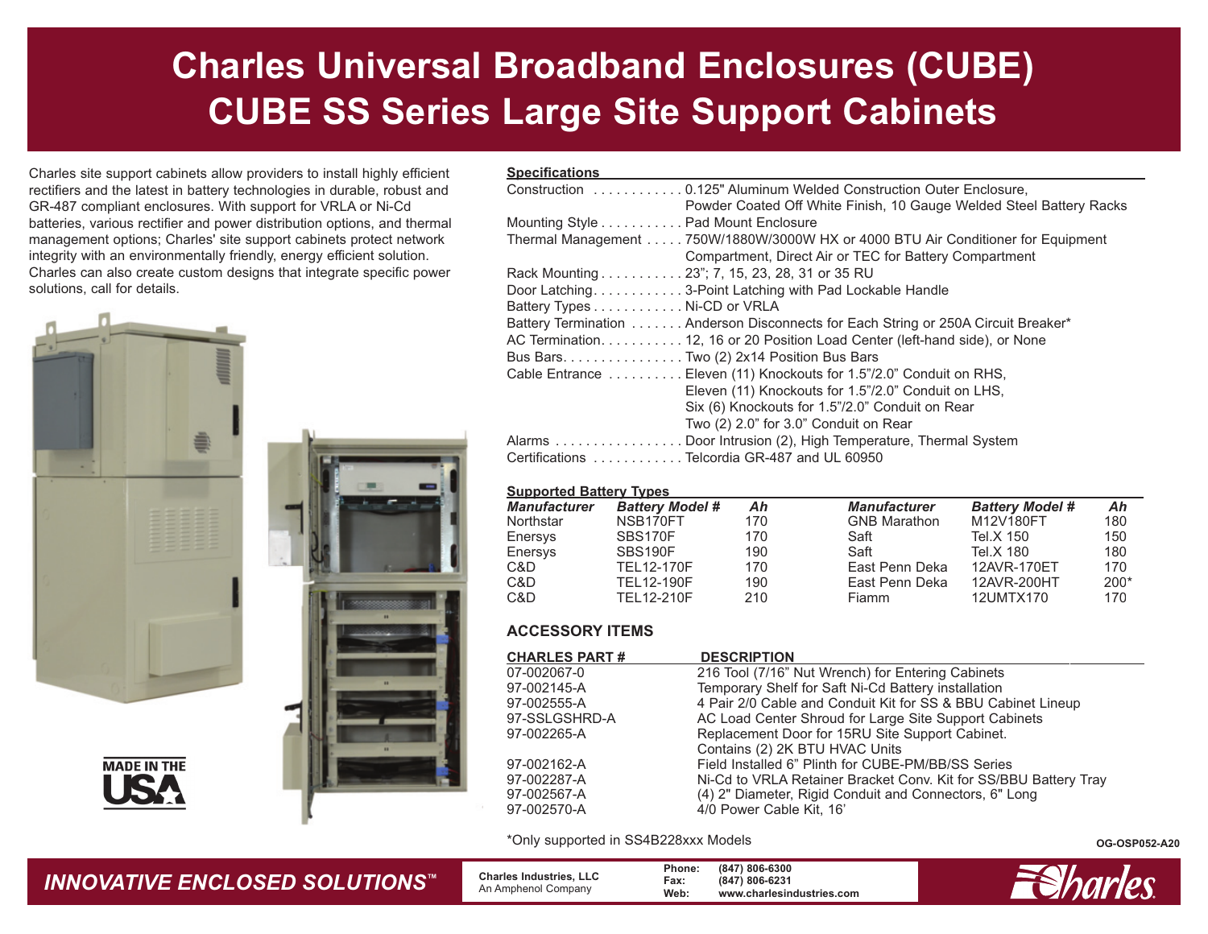# Charles Universal Broadband Enclosures (CUBE)
# CUBE SS Series Large Site Support Cabinets

Charles site support cabinets allow providers to install highly efficient rectifiers and the latest in battery technologies in durable, robust and GR-487 compliant enclosures. With support for VRLA or Ni-Cd batteries, various rectifier and power distribution options, and thermal management options; Charles' site support cabinets protect network integrity with an environmentally friendly, energy efficient solution. Charles can also create custom designs that integrate specific power solutions, call for details.

MADE IN THE USA

## Specifications

| | |
|---|---|
| Construction | 0.125" Aluminum Welded Construction Outer Enclosure, Powder Coated Off White Finish, 10 Gauge Welded Steel Battery Racks |
| Mounting Style | Pad Mount Enclosure |
| Thermal Management | 750W/1880W/3000W HX or 4000 BTU Air Conditioner for Equipment Compartment, Direct Air or TEC for Battery Compartment |
| Rack Mounting | 23"; 7, 15, 23, 28, 31 or 35 RU |
| Door Latching | 3-Point Latching with Pad Lockable Handle |
| Battery Types | Ni-CD or VRLA |
| Battery Termination | Anderson Disconnects for Each String or 250A Circuit Breaker* |
| AC Termination | 12, 16 or 20 Position Load Center (left-hand side), or None |
| Bus Bars | Two (2) 2x14 Position Bus Bars |
| Cable Entrance | Eleven (11) Knockouts for 1.5"/2.0" Conduit on RHS, Eleven (11) Knockouts for 1.5"/2.0" Conduit on LHS, Six (6) Knockouts for 1.5"/2.0" Conduit on Rear, Two (2) 2.0" for 3.0" Conduit on Rear |
| Alarms | Door Intrusion (2), High Temperature, Thermal System |
| Certifications | Telcordia GR-487 and UL 60950 |

## Supported Battery Types

| *Manufacturer* | *Battery Model #* | *Ah* | *Manufacturer* | *Battery Model #* | *Ah* |
|---|---|---|---|---|---|
| Northstar | NSB170FT | 170 | GNB Marathon | M12V180FT | 180 |
| Enersys | SBS170F | 170 | Saft | Tel.X 150 | 150 |
| Enersys | SBS190F | 190 | Saft | Tel.X 180 | 180 |
| C&D | TEL12-170F | 170 | East Penn Deka | 12AVR-170ET | 170 |
| C&D | TEL12-190F | 190 | East Penn Deka | 12AVR-200HT | 200* |
| C&D | TEL12-210F | 210 | Fiamm | 12UMTX170 | 170 |

## ACCESSORY ITEMS

| CHARLES PART # | DESCRIPTION |
|---|---|
| 07-002067-0 | 216 Tool (7/16" Nut Wrench) for Entering Cabinets |
| 97-002145-A | Temporary Shelf for Saft Ni-Cd Battery installation |
| 97-002555-A | 4 Pair 2/0 Cable and Conduit Kit for SS & BBU Cabinet Lineup |
| 97-SSLGSHRD-A | AC Load Center Shroud for Large Site Support Cabinets |
| 97-002265-A | Replacement Door for 15RU Site Support Cabinet. Contains (2) 2K BTU HVAC Units |
| 97-002162-A | Field Installed 6" Plinth for CUBE-PM/BB/SS Series |
| 97-002287-A | Ni-Cd to VRLA Retainer Bracket Conv. Kit for SS/BBU Battery Tray |
| 97-002567-A | (4) 2" Diameter, Rigid Conduit and Connectors, 6" Long |
| 97-002570-A | 4/0 Power Cable Kit, 16' |

*Only supported in SS4B228xxx Models

OG-OSP052-A20

*INNOVATIVE ENCLOSED SOLUTIONS™*

**Charles Industries, LLC**
An Amphenol Company

**Phone:** (847) 806-6300
**Fax:** (847) 806-6231
**Web:** www.charlesindustries.com

Charles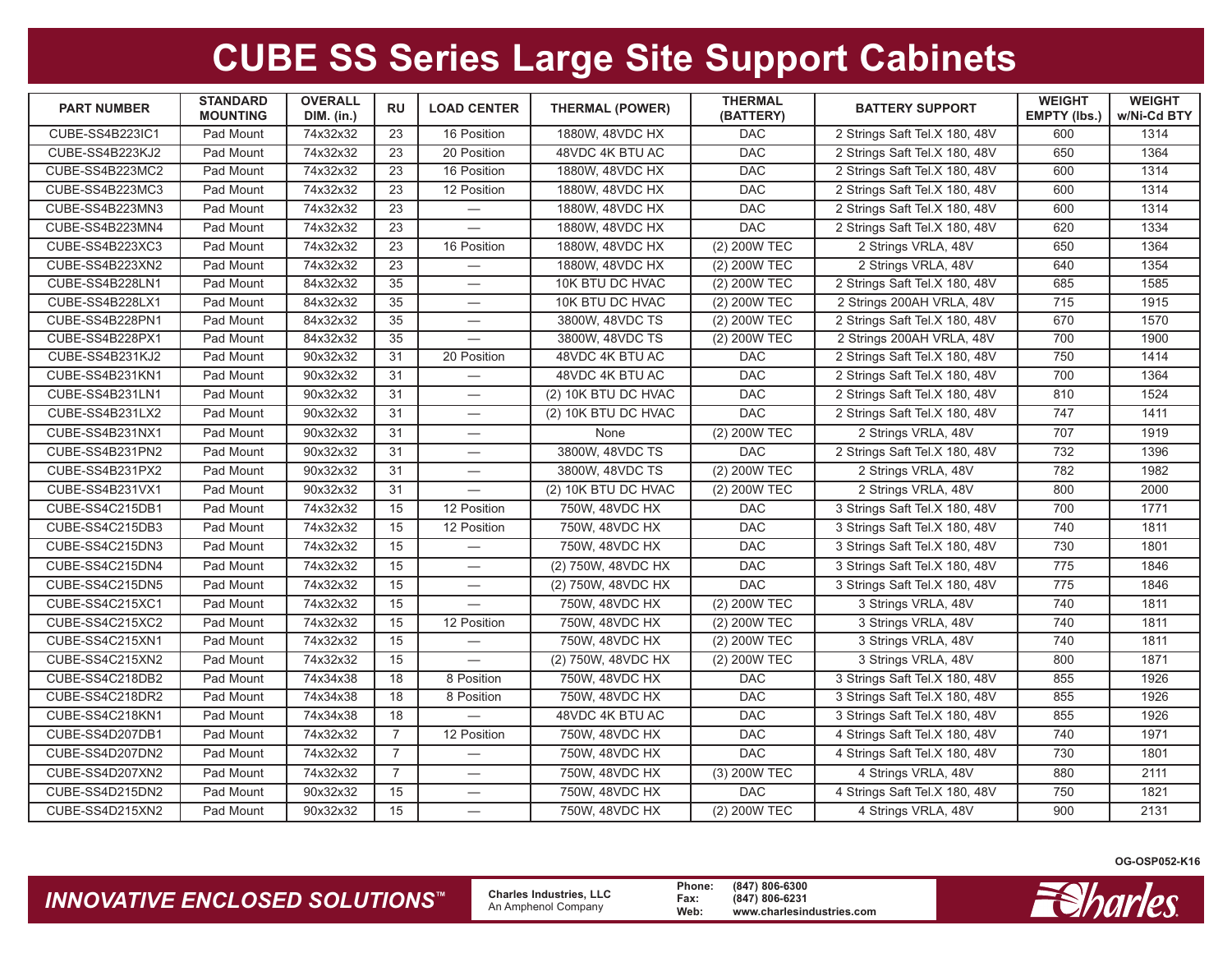# CUBE SS Series Large Site Support Cabinets

| PART NUMBER | STANDARD MOUNTING | OVERALL DIM. (in.) | RU | LOAD CENTER | THERMAL (POWER) | THERMAL (BATTERY) | BATTERY SUPPORT | WEIGHT EMPTY (lbs.) | WEIGHT w/Ni-Cd BTY |
|---|---|---|---|---|---|---|---|---|---|
| CUBE-SS4B223IC1 | Pad Mount | 74x32x32 | 23 | 16 Position | 1880W, 48VDC HX | DAC | 2 Strings Saft Tel.X 180, 48V | 600 | 1314 |
| CUBE-SS4B223KJ2 | Pad Mount | 74x32x32 | 23 | 20 Position | 48VDC 4K BTU AC | DAC | 2 Strings Saft Tel.X 180, 48V | 650 | 1364 |
| CUBE-SS4B223MC2 | Pad Mount | 74x32x32 | 23 | 16 Position | 1880W, 48VDC HX | DAC | 2 Strings Saft Tel.X 180, 48V | 600 | 1314 |
| CUBE-SS4B223MC3 | Pad Mount | 74x32x32 | 23 | 12 Position | 1880W, 48VDC HX | DAC | 2 Strings Saft Tel.X 180, 48V | 600 | 1314 |
| CUBE-SS4B223MN3 | Pad Mount | 74x32x32 | 23 | — | 1880W, 48VDC HX | DAC | 2 Strings Saft Tel.X 180, 48V | 600 | 1314 |
| CUBE-SS4B223MN4 | Pad Mount | 74x32x32 | 23 | — | 1880W, 48VDC HX | DAC | 2 Strings Saft Tel.X 180, 48V | 620 | 1334 |
| CUBE-SS4B223XC3 | Pad Mount | 74x32x32 | 23 | 16 Position | 1880W, 48VDC HX | (2) 200W TEC | 2 Strings VRLA, 48V | 650 | 1364 |
| CUBE-SS4B223XN2 | Pad Mount | 74x32x32 | 23 | — | 1880W, 48VDC HX | (2) 200W TEC | 2 Strings VRLA, 48V | 640 | 1354 |
| CUBE-SS4B228LN1 | Pad Mount | 84x32x32 | 35 | — | 10K BTU DC HVAC | (2) 200W TEC | 2 Strings Saft Tel.X 180, 48V | 685 | 1585 |
| CUBE-SS4B228LX1 | Pad Mount | 84x32x32 | 35 | — | 10K BTU DC HVAC | (2) 200W TEC | 2 Strings 200AH VRLA, 48V | 715 | 1915 |
| CUBE-SS4B228PN1 | Pad Mount | 84x32x32 | 35 | — | 3800W, 48VDC TS | (2) 200W TEC | 2 Strings Saft Tel.X 180, 48V | 670 | 1570 |
| CUBE-SS4B228PX1 | Pad Mount | 84x32x32 | 35 | — | 3800W, 48VDC TS | (2) 200W TEC | 2 Strings 200AH VRLA, 48V | 700 | 1900 |
| CUBE-SS4B231KJ2 | Pad Mount | 90x32x32 | 31 | 20 Position | 48VDC 4K BTU AC | DAC | 2 Strings Saft Tel.X 180, 48V | 750 | 1414 |
| CUBE-SS4B231KN1 | Pad Mount | 90x32x32 | 31 | — | 48VDC 4K BTU AC | DAC | 2 Strings Saft Tel.X 180, 48V | 700 | 1364 |
| CUBE-SS4B231LN1 | Pad Mount | 90x32x32 | 31 | — | (2) 10K BTU DC HVAC | DAC | 2 Strings Saft Tel.X 180, 48V | 810 | 1524 |
| CUBE-SS4B231LX2 | Pad Mount | 90x32x32 | 31 | — | (2) 10K BTU DC HVAC | DAC | 2 Strings Saft Tel.X 180, 48V | 747 | 1411 |
| CUBE-SS4B231NX1 | Pad Mount | 90x32x32 | 31 | — | None | (2) 200W TEC | 2 Strings VRLA, 48V | 707 | 1919 |
| CUBE-SS4B231PN2 | Pad Mount | 90x32x32 | 31 | — | 3800W, 48VDC TS | DAC | 2 Strings Saft Tel.X 180, 48V | 732 | 1396 |
| CUBE-SS4B231PX2 | Pad Mount | 90x32x32 | 31 | — | 3800W, 48VDC TS | (2) 200W TEC | 2 Strings VRLA, 48V | 782 | 1982 |
| CUBE-SS4B231VX1 | Pad Mount | 90x32x32 | 31 | — | (2) 10K BTU DC HVAC | (2) 200W TEC | 2 Strings VRLA, 48V | 800 | 2000 |
| CUBE-SS4C215DB1 | Pad Mount | 74x32x32 | 15 | 12 Position | 750W, 48VDC HX | DAC | 3 Strings Saft Tel.X 180, 48V | 700 | 1771 |
| CUBE-SS4C215DB3 | Pad Mount | 74x32x32 | 15 | 12 Position | 750W, 48VDC HX | DAC | 3 Strings Saft Tel.X 180, 48V | 740 | 1811 |
| CUBE-SS4C215DN3 | Pad Mount | 74x32x32 | 15 | — | 750W, 48VDC HX | DAC | 3 Strings Saft Tel.X 180, 48V | 730 | 1801 |
| CUBE-SS4C215DN4 | Pad Mount | 74x32x32 | 15 | — | (2) 750W, 48VDC HX | DAC | 3 Strings Saft Tel.X 180, 48V | 775 | 1846 |
| CUBE-SS4C215DN5 | Pad Mount | 74x32x32 | 15 | — | (2) 750W, 48VDC HX | DAC | 3 Strings Saft Tel.X 180, 48V | 775 | 1846 |
| CUBE-SS4C215XC1 | Pad Mount | 74x32x32 | 15 | — | 750W, 48VDC HX | (2) 200W TEC | 3 Strings VRLA, 48V | 740 | 1811 |
| CUBE-SS4C215XC2 | Pad Mount | 74x32x32 | 15 | 12 Position | 750W, 48VDC HX | (2) 200W TEC | 3 Strings VRLA, 48V | 740 | 1811 |
| CUBE-SS4C215XN1 | Pad Mount | 74x32x32 | 15 | — | 750W, 48VDC HX | (2) 200W TEC | 3 Strings VRLA, 48V | 740 | 1811 |
| CUBE-SS4C215XN2 | Pad Mount | 74x32x32 | 15 | — | (2) 750W, 48VDC HX | (2) 200W TEC | 3 Strings VRLA, 48V | 800 | 1871 |
| CUBE-SS4C218DB2 | Pad Mount | 74x34x38 | 18 | 8 Position | 750W, 48VDC HX | DAC | 3 Strings Saft Tel.X 180, 48V | 855 | 1926 |
| CUBE-SS4C218DR2 | Pad Mount | 74x34x38 | 18 | 8 Position | 750W, 48VDC HX | DAC | 3 Strings Saft Tel.X 180, 48V | 855 | 1926 |
| CUBE-SS4C218KN1 | Pad Mount | 74x34x38 | 18 | — | 48VDC 4K BTU AC | DAC | 3 Strings Saft Tel.X 180, 48V | 855 | 1926 |
| CUBE-SS4D207DB1 | Pad Mount | 74x32x32 | 7 | 12 Position | 750W, 48VDC HX | DAC | 4 Strings Saft Tel.X 180, 48V | 740 | 1971 |
| CUBE-SS4D207DN2 | Pad Mount | 74x32x32 | 7 | — | 750W, 48VDC HX | DAC | 4 Strings Saft Tel.X 180, 48V | 730 | 1801 |
| CUBE-SS4D207XN2 | Pad Mount | 74x32x32 | 7 | — | 750W, 48VDC HX | (3) 200W TEC | 4 Strings VRLA, 48V | 880 | 2111 |
| CUBE-SS4D215DN2 | Pad Mount | 90x32x32 | 15 | — | 750W, 48VDC HX | DAC | 4 Strings Saft Tel.X 180, 48V | 750 | 1821 |
| CUBE-SS4D215XN2 | Pad Mount | 90x32x32 | 15 | — | 750W, 48VDC HX | (2) 200W TEC | 4 Strings VRLA, 48V | 900 | 2131 |

OG-OSP052-K16

*INNOVATIVE ENCLOSED SOLUTIONS™*

**Charles Industries, LLC**
An Amphenol Company

**Phone:** (847) 806-6300
**Fax:** (847) 806-6231
**Web:** www.charlesindustries.com

Charles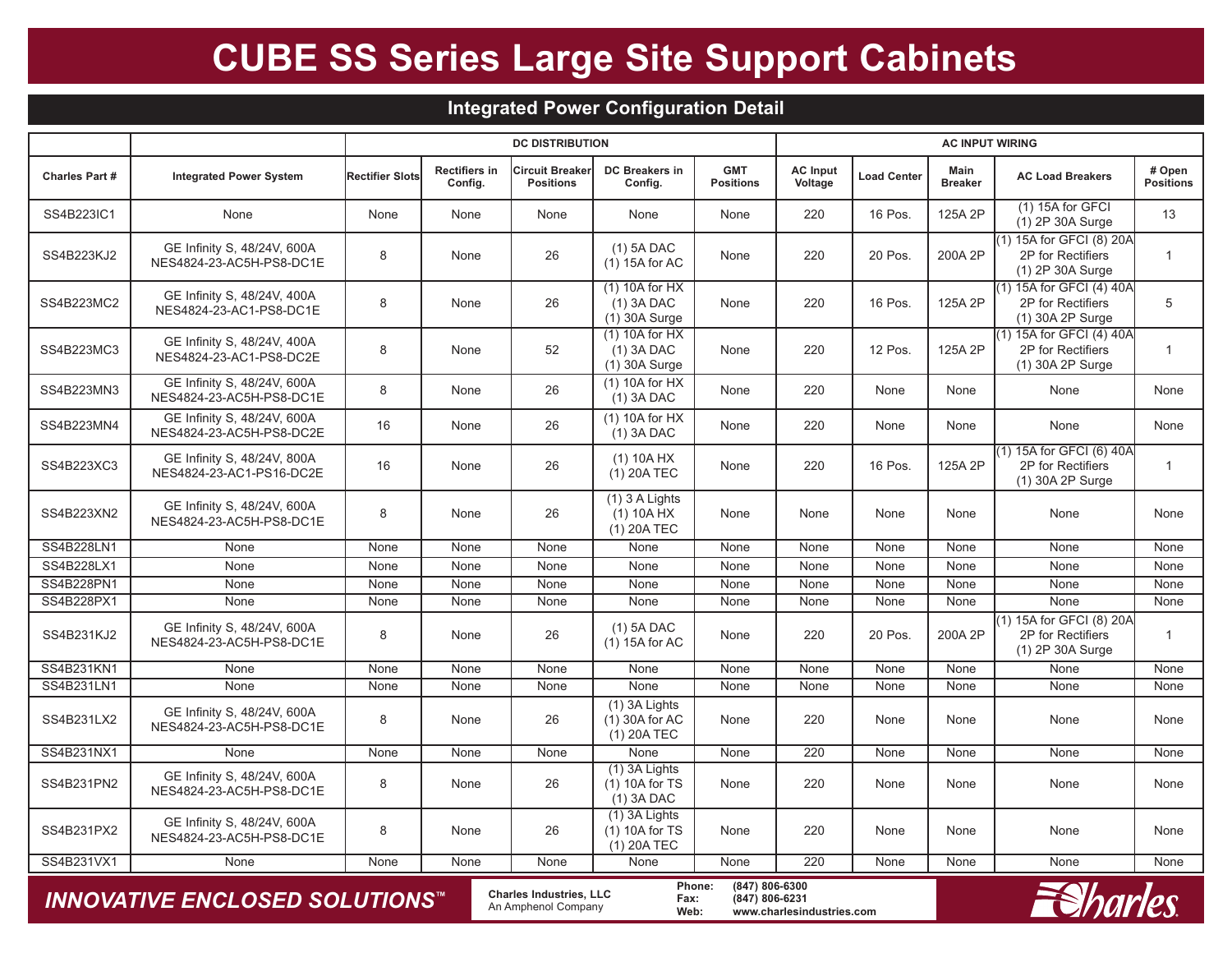# CUBE SS Series Large Site Support Cabinets

## Integrated Power Configuration Detail

| | | DC DISTRIBUTION | | | | | AC INPUT WIRING | | | | |
|---|---|---|---|---|---|---|---|---|---|---|---|
| **Charles Part #** | **Integrated Power System** | **Rectifier Slots** | **Rectifiers in Config.** | **Circuit Breaker Positions** | **DC Breakers in Config.** | **GMT Positions** | **AC Input Voltage** | **Load Center** | **Main Breaker** | **AC Load Breakers** | **# Open Positions** |
| SS4B223IC1 | None | None | None | None | None | None | 220 | 16 Pos. | 125A 2P | (1) 15A for GFCI (1) 2P 30A Surge | 13 |
| SS4B223KJ2 | GE Infinity S, 48/24V, 600A NES4824-23-AC5H-PS8-DC1E | 8 | None | 26 | (1) 5A DAC (1) 15A for AC | None | 220 | 20 Pos. | 200A 2P | (1) 15A for GFCI (8) 20A 2P for Rectifiers (1) 2P 30A Surge | 1 |
| SS4B223MC2 | GE Infinity S, 48/24V, 400A NES4824-23-AC1-PS8-DC1E | 8 | None | 26 | (1) 10A for HX (1) 3A DAC (1) 30A Surge | None | 220 | 16 Pos. | 125A 2P | (1) 15A for GFCI (4) 40A 2P for Rectifiers (1) 30A 2P Surge | 5 |
| SS4B223MC3 | GE Infinity S, 48/24V, 400A NES4824-23-AC1-PS8-DC2E | 8 | None | 52 | (1) 10A for HX (1) 3A DAC (1) 30A Surge | None | 220 | 12 Pos. | 125A 2P | (1) 15A for GFCI (4) 40A 2P for Rectifiers (1) 30A 2P Surge | 1 |
| SS4B223MN3 | GE Infinity S, 48/24V, 600A NES4824-23-AC5H-PS8-DC1E | 8 | None | 26 | (1) 10A for HX (1) 3A DAC | None | 220 | None | None | None | None |
| SS4B223MN4 | GE Infinity S, 48/24V, 600A NES4824-23-AC5H-PS8-DC2E | 16 | None | 26 | (1) 10A for HX (1) 3A DAC | None | 220 | None | None | None | None |
| SS4B223XC3 | GE Infinity S, 48/24V, 800A NES4824-23-AC1-PS16-DC2E | 16 | None | 26 | (1) 10A HX (1) 20A TEC | None | 220 | 16 Pos. | 125A 2P | (1) 15A for GFCI (6) 40A 2P for Rectifiers (1) 30A 2P Surge | 1 |
| SS4B223XN2 | GE Infinity S, 48/24V, 600A NES4824-23-AC5H-PS8-DC1E | 8 | None | 26 | (1) 3 A Lights (1) 10A HX (1) 20A TEC | None | None | None | None | None | None |
| SS4B228LN1 | None | None | None | None | None | None | None | None | None | None | None |
| SS4B228LX1 | None | None | None | None | None | None | None | None | None | None | None |
| SS4B228PN1 | None | None | None | None | None | None | None | None | None | None | None |
| SS4B228PX1 | None | None | None | None | None | None | None | None | None | None | None |
| SS4B231KJ2 | GE Infinity S, 48/24V, 600A NES4824-23-AC5H-PS8-DC1E | 8 | None | 26 | (1) 5A DAC (1) 15A for AC | None | 220 | 20 Pos. | 200A 2P | (1) 15A for GFCI (8) 20A 2P for Rectifiers (1) 2P 30A Surge | 1 |
| SS4B231KN1 | None | None | None | None | None | None | None | None | None | None | None |
| SS4B231LN1 | None | None | None | None | None | None | None | None | None | None | None |
| SS4B231LX2 | GE Infinity S, 48/24V, 600A NES4824-23-AC5H-PS8-DC1E | 8 | None | 26 | (1) 3A Lights (1) 30A for AC (1) 20A TEC | None | 220 | None | None | None | None |
| SS4B231NX1 | None | None | None | None | None | None | 220 | None | None | None | None |
| SS4B231PN2 | GE Infinity S, 48/24V, 600A NES4824-23-AC5H-PS8-DC1E | 8 | None | 26 | (1) 3A Lights (1) 10A for TS (1) 3A DAC | None | 220 | None | None | None | None |
| SS4B231PX2 | GE Infinity S, 48/24V, 600A NES4824-23-AC5H-PS8-DC1E | 8 | None | 26 | (1) 3A Lights (1) 10A for TS (1) 20A TEC | None | 220 | None | None | None | None |
| SS4B231VX1 | None | None | None | None | None | None | 220 | None | None | None | None |

*INNOVATIVE ENCLOSED SOLUTIONS™*

**Charles Industries, LLC**
An Amphenol Company

**Phone:** (847) 806-6300
**Fax:** (847) 806-6231
**Web:** www.charlesindustries.com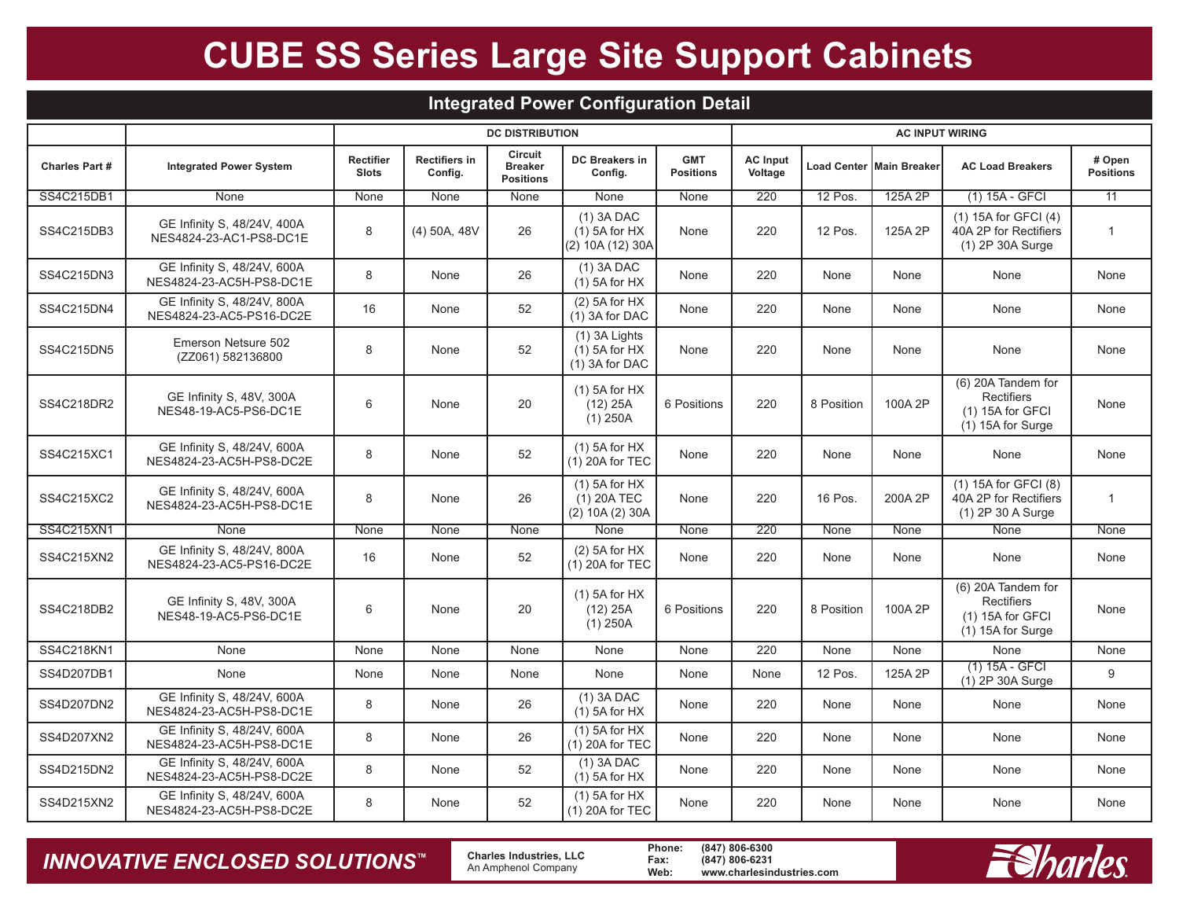# CUBE SS Series Large Site Support Cabinets

## Integrated Power Configuration Detail

| | | DC DISTRIBUTION | | | | | AC INPUT WIRING | | | | |
|---|---|---|---|---|---|---|---|---|---|---|---|
| **Charles Part #** | **Integrated Power System** | **Rectifier Slots** | **Rectifiers in Config.** | **Circuit Breaker Positions** | **DC Breakers in Config.** | **GMT Positions** | **AC Input Voltage** | **Load Center** | **Main Breaker** | **AC Load Breakers** | **# Open Positions** |
| SS4C215DB1 | None | None | None | None | None | None | 220 | 12 Pos. | 125A 2P | (1) 15A - GFCI | 11 |
| SS4C215DB3 | GE Infinity S, 48/24V, 400A NES4824-23-AC1-PS8-DC1E | 8 | (4) 50A, 48V | 26 | (1) 3A DAC (1) 5A for HX (2) 10A (12) 30A | None | 220 | 12 Pos. | 125A 2P | (1) 15A for GFCI (4) 40A 2P for Rectifiers (1) 2P 30A Surge | 1 |
| SS4C215DN3 | GE Infinity S, 48/24V, 600A NES4824-23-AC5H-PS8-DC1E | 8 | None | 26 | (1) 3A DAC (1) 5A for HX | None | 220 | None | None | None | None |
| SS4C215DN4 | GE Infinity S, 48/24V, 800A NES4824-23-AC5-PS16-DC2E | 16 | None | 52 | (2) 5A for HX (1) 3A for DAC | None | 220 | None | None | None | None |
| SS4C215DN5 | Emerson Netsure 502 (ZZ061) 582136800 | 8 | None | 52 | (1) 3A Lights (1) 5A for HX (1) 3A for DAC | None | 220 | None | None | None | None |
| SS4C218DR2 | GE Infinity S, 48V, 300A NES48-19-AC5-PS6-DC1E | 6 | None | 20 | (1) 5A for HX (12) 25A (1) 250A | 6 Positions | 220 | 8 Position | 100A 2P | (6) 20A Tandem for Rectifiers (1) 15A for GFCI (1) 15A for Surge | None |
| SS4C215XC1 | GE Infinity S, 48/24V, 600A NES4824-23-AC5H-PS8-DC2E | 8 | None | 52 | (1) 5A for HX (1) 20A for TEC | None | 220 | None | None | None | None |
| SS4C215XC2 | GE Infinity S, 48/24V, 600A NES4824-23-AC5H-PS8-DC1E | 8 | None | 26 | (1) 5A for HX (1) 20A TEC (2) 10A (2) 30A | None | 220 | 16 Pos. | 200A 2P | (1) 15A for GFCI (8) 40A 2P for Rectifiers (1) 2P 30 A Surge | 1 |
| SS4C215XN1 | None | None | None | None | None | None | 220 | None | None | None | None |
| SS4C215XN2 | GE Infinity S, 48/24V, 800A NES4824-23-AC5-PS16-DC2E | 16 | None | 52 | (2) 5A for HX (1) 20A for TEC | None | 220 | None | None | None | None |
| SS4C218DB2 | GE Infinity S, 48V, 300A NES48-19-AC5-PS6-DC1E | 6 | None | 20 | (1) 5A for HX (12) 25A (1) 250A | 6 Positions | 220 | 8 Position | 100A 2P | (6) 20A Tandem for Rectifiers (1) 15A for GFCI (1) 15A for Surge | None |
| SS4C218KN1 | None | None | None | None | None | None | 220 | None | None | None | None |
| SS4D207DB1 | None | None | None | None | None | None | None | 12 Pos. | 125A 2P | (1) 15A - GFCI (1) 2P 30A Surge | 9 |
| SS4D207DN2 | GE Infinity S, 48/24V, 600A NES4824-23-AC5H-PS8-DC1E | 8 | None | 26 | (1) 3A DAC (1) 5A for HX | None | 220 | None | None | None | None |
| SS4D207XN2 | GE Infinity S, 48/24V, 600A NES4824-23-AC5H-PS8-DC1E | 8 | None | 26 | (1) 5A for HX (1) 20A for TEC | None | 220 | None | None | None | None |
| SS4D215DN2 | GE Infinity S, 48/24V, 600A NES4824-23-AC5H-PS8-DC2E | 8 | None | 52 | (1) 3A DAC (1) 5A for HX | None | 220 | None | None | None | None |
| SS4D215XN2 | GE Infinity S, 48/24V, 600A NES4824-23-AC5H-PS8-DC2E | 8 | None | 52 | (1) 5A for HX (1) 20A for TEC | None | 220 | None | None | None | None |

*INNOVATIVE ENCLOSED SOLUTIONS™*

**Charles Industries, LLC**
An Amphenol Company

**Phone:** **(847) 806-6300**
**Fax:** **(847) 806-6231**
**Web:** **www.charlesindustries.com**

Charles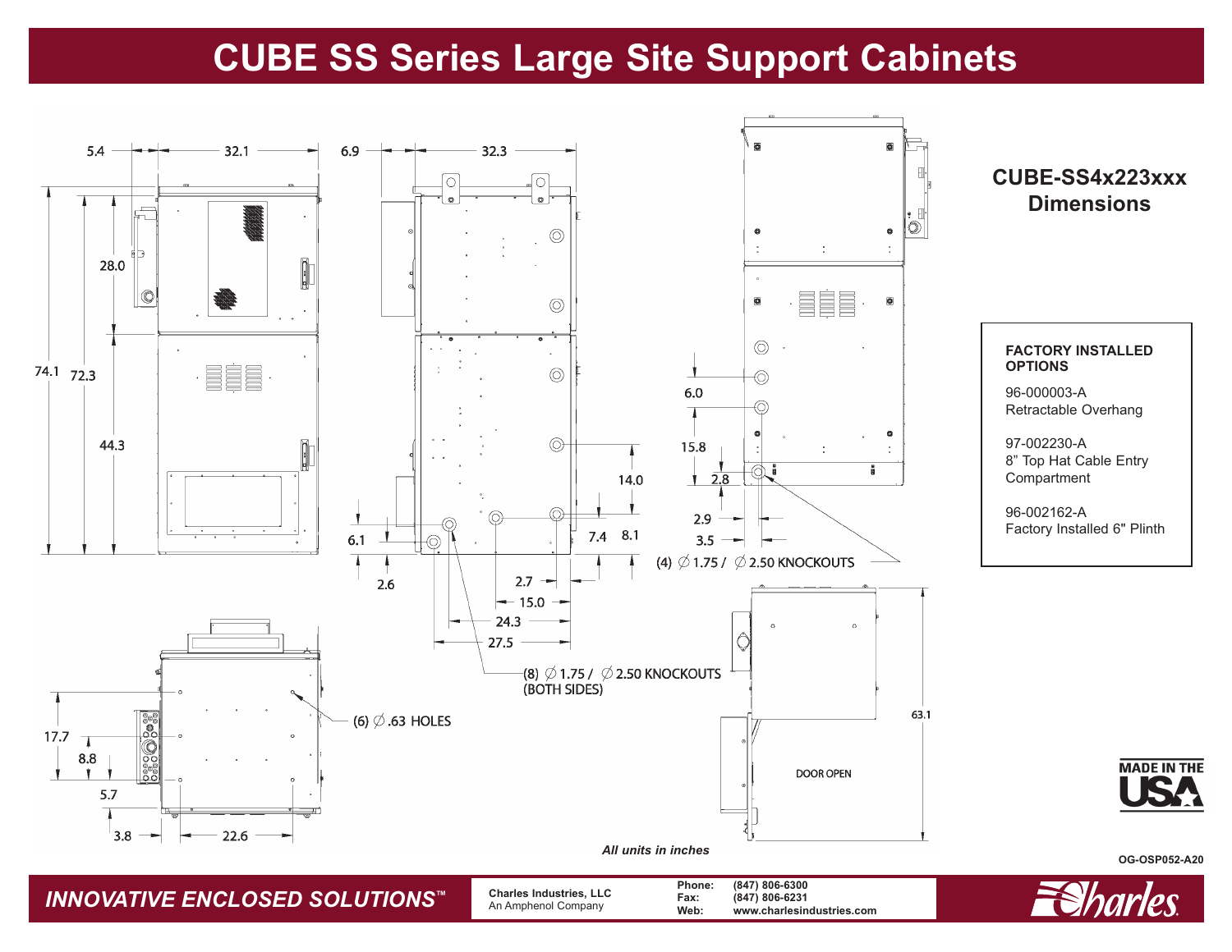# CUBE SS Series Large Site Support Cabinets

## CUBE-SS4x223xxx Dimensions

5.4 | 32.1 | 6.9 | 32.3

74.1 | 72.3 | 28.0 | 44.3

6.0 | 15.8 | 2.8 | 14.0 | 8.1 | 7.4 | 6.1 | 2.6 | 2.9 | 3.5

(4) ∅ 1.75 / ∅ 2.50 KNOCKOUTS

2.7 | 15.0 | 24.3 | 27.5

(8) ∅ 1.75 / ∅ 2.50 KNOCKOUTS (BOTH SIDES)

17.7 | 8.8 | 5.7 | 3.8 | 22.6

(6) ∅ .63 HOLES

63.1

DOOR OPEN

*All units in inches*

**FACTORY INSTALLED OPTIONS**

96-000003-A
Retractable Overhang

97-002230-A
8" Top Hat Cable Entry Compartment

96-002162-A
Factory Installed 6" Plinth

MADE IN THE USA

OG-OSP052-A20

*INNOVATIVE ENCLOSED SOLUTIONS™*

**Charles Industries, LLC**
An Amphenol Company

**Phone:** (847) 806-6300
**Fax:** (847) 806-6231
**Web:** www.charlesindustries.com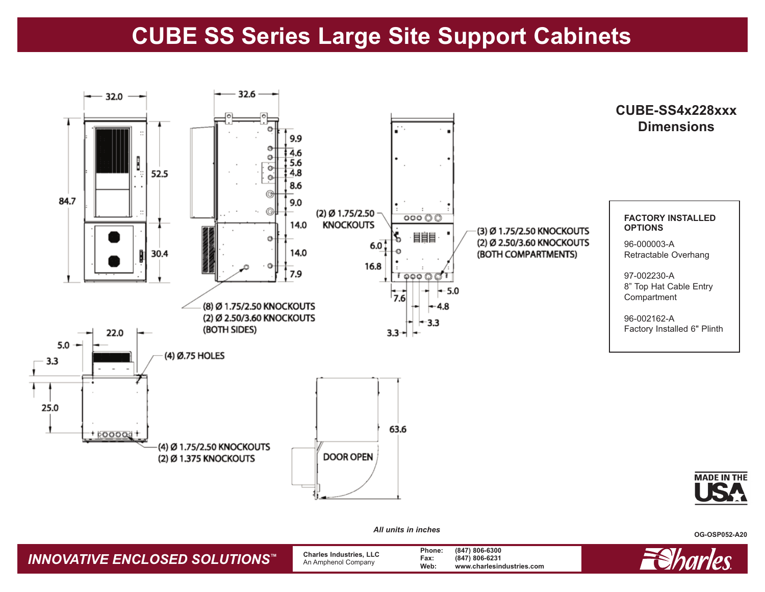# CUBE SS Series Large Site Support Cabinets

## CUBE-SS4x228xxx Dimensions

32.0

32.6

84.7

52.5

30.4

9.9
4.6
5.6
4.8
8.6
9.0
14.0
14.0
7.9

(2) Ø 1.75/2.50 KNOCKOUTS

6.0

16.8

(3) Ø 1.75/2.50 KNOCKOUTS
(2) Ø 2.50/3.60 KNOCKOUTS
(BOTH COMPARTMENTS)

7.6
5.0
4.8
3.3
3.3

(8) Ø 1.75/2.50 KNOCKOUTS
(2) Ø 2.50/3.60 KNOCKOUTS
(BOTH SIDES)

22.0
5.0
3.3
25.0

(4) Ø.75 HOLES

(4) Ø 1.75/2.50 KNOCKOUTS
(2) Ø 1.375 KNOCKOUTS

63.6

DOOR OPEN

**FACTORY INSTALLED OPTIONS**

96-000003-A
Retractable Overhang

97-002230-A
8" Top Hat Cable Entry Compartment

96-002162-A
Factory Installed 6" Plinth

MADE IN THE USA

*All units in inches*

OG-OSP052-A20

*INNOVATIVE ENCLOSED SOLUTIONS™*

**Charles Industries, LLC**
An Amphenol Company

**Phone:** (847) 806-6300
**Fax:** (847) 806-6231
**Web:** www.charlesindustries.com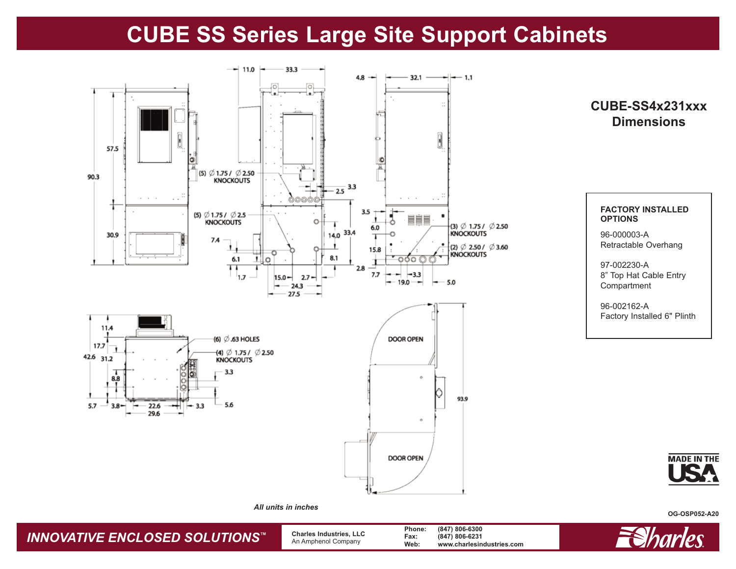# CUBE SS Series Large Site Support Cabinets

## CUBE-SS4x231xxx Dimensions

11.0
33.3
4.8
32.1
1.1
57.5
90.3
30.9
(5) Ø 1.75 / Ø 2.50 KNOCKOUTS
(5) Ø 1.75 / Ø 2.5 KNOCKOUTS
3.3
2.5
3.5
6.0
14.0
33.4
7.4
6.1
1.7
8.1
15.8
2.8
15.0
2.7
24.3
27.5
7.7
19.0
3.3
5.0
(3) Ø 1.75 / Ø 2.50 KNOCKOUTS
(2) Ø 2.50 / Ø 3.60 KNOCKOUTS
11.4
17.7
42.6
31.2
8.8
5.7
3.8
22.6
29.6
3.3
(6) Ø .63 HOLES
(4) Ø 1.75 / Ø 2.50 KNOCKOUTS
3.3
5.6
DOOR OPEN
DOOR OPEN
93.9

**FACTORY INSTALLED OPTIONS**

96-000003-A
Retractable Overhang

97-002230-A
8" Top Hat Cable Entry Compartment

96-002162-A
Factory Installed 6" Plinth

*All units in inches*

MADE IN THE USA

OG-OSP052-A20

*INNOVATIVE ENCLOSED SOLUTIONS™*

**Charles Industries, LLC**
An Amphenol Company

**Phone:** (847) 806-6300
**Fax:** (847) 806-6231
**Web:** www.charlesindustries.com

Charles